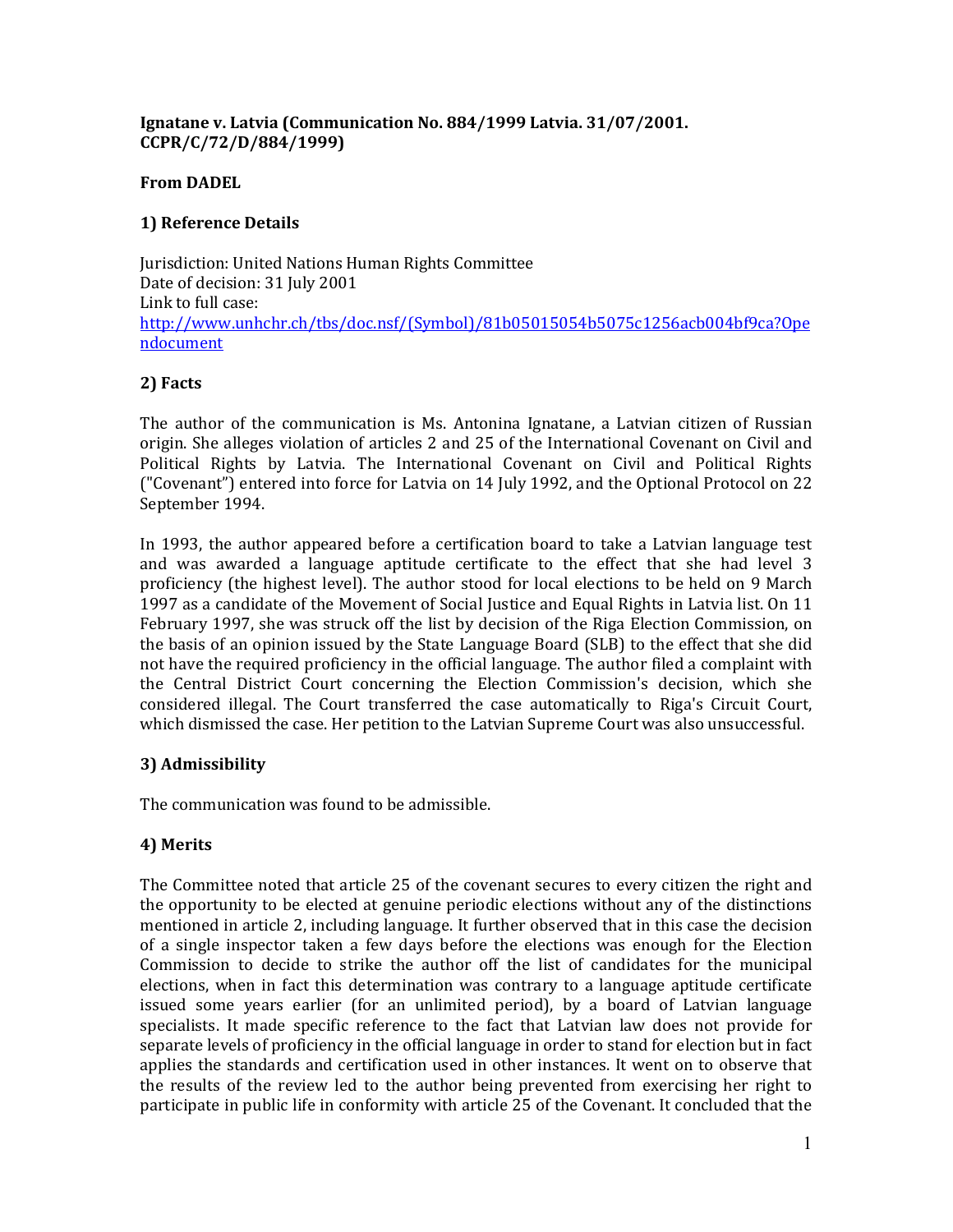**Ignatane v. Latvia (Communication No. 884/1999 Latvia. 31/07/2001. CCPR/C/72/D/884/1999)**

**From DADEL**

**1) Reference Details**

Jurisdiction: United Nations Human Rights Committee
Date of decision: 31 July 2001
Link to full case:
[http://www.unhchr.ch/tbs/doc.nsf/(Symbol)/81b05015054b5075c1256acb004bf9ca?Opendocument](http://www.unhchr.ch/tbs/doc.nsf/(Symbol)/81b05015054b5075c1256acb004bf9ca?Opendocument)

**2) Facts**

The author of the communication is Ms. Antonina Ignatane, a Latvian citizen of Russian origin. She alleges violation of articles 2 and 25 of the International Covenant on Civil and Political Rights by Latvia. The International Covenant on Civil and Political Rights ("Covenant") entered into force for Latvia on 14 July 1992, and the Optional Protocol on 22 September 1994.

In 1993, the author appeared before a certification board to take a Latvian language test and was awarded a language aptitude certificate to the effect that she had level 3 proficiency (the highest level). The author stood for local elections to be held on 9 March 1997 as a candidate of the Movement of Social Justice and Equal Rights in Latvia list. On 11 February 1997, she was struck off the list by decision of the Riga Election Commission, on the basis of an opinion issued by the State Language Board (SLB) to the effect that she did not have the required proficiency in the official language. The author filed a complaint with the Central District Court concerning the Election Commission's decision, which she considered illegal. The Court transferred the case automatically to Riga's Circuit Court, which dismissed the case. Her petition to the Latvian Supreme Court was also unsuccessful.

**3) Admissibility**

The communication was found to be admissible.

**4) Merits**

The Committee noted that article 25 of the covenant secures to every citizen the right and the opportunity to be elected at genuine periodic elections without any of the distinctions mentioned in article 2, including language. It further observed that in this case the decision of a single inspector taken a few days before the elections was enough for the Election Commission to decide to strike the author off the list of candidates for the municipal elections, when in fact this determination was contrary to a language aptitude certificate issued some years earlier (for an unlimited period), by a board of Latvian language specialists. It made specific reference to the fact that Latvian law does not provide for separate levels of proficiency in the official language in order to stand for election but in fact applies the standards and certification used in other instances. It went on to observe that the results of the review led to the author being prevented from exercising her right to participate in public life in conformity with article 25 of the Covenant. It concluded that the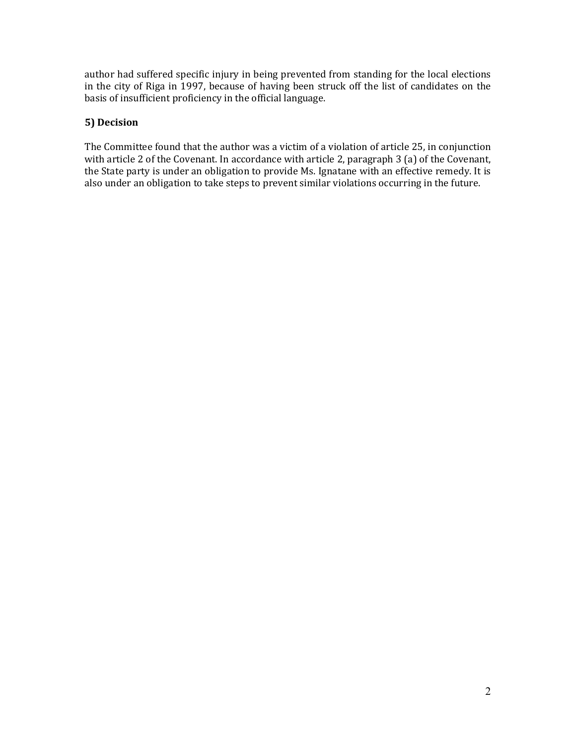author had suffered specific injury in being prevented from standing for the local elections in the city of Riga in 1997, because of having been struck off the list of candidates on the basis of insufficient proficiency in the official language.

## 5) Decision

The Committee found that the author was a victim of a violation of article 25, in conjunction with article 2 of the Covenant. In accordance with article 2, paragraph 3 (a) of the Covenant, the State party is under an obligation to provide Ms. Ignatane with an effective remedy. It is also under an obligation to take steps to prevent similar violations occurring in the future.